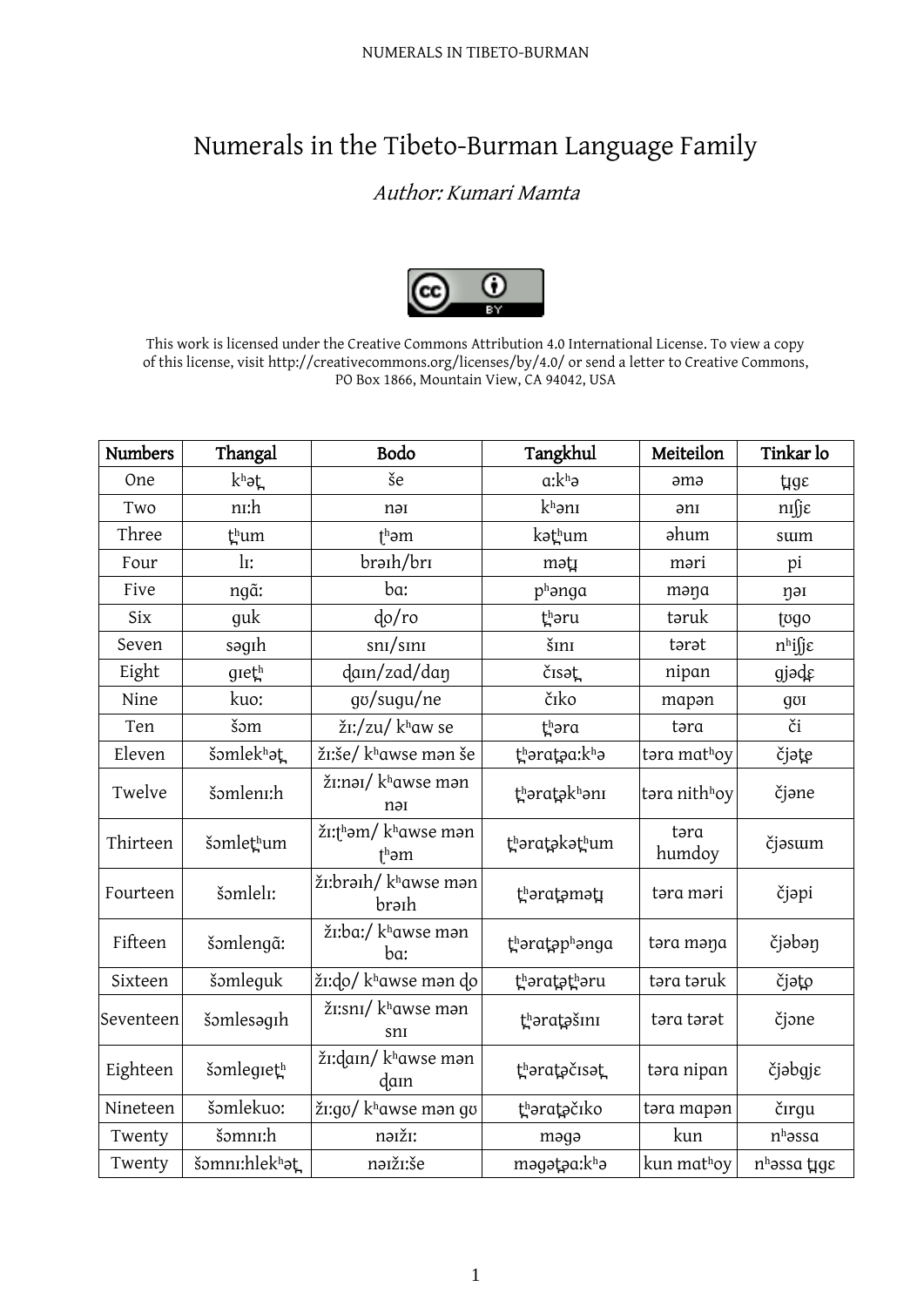#  Numerals in the Tibeto-Burman Language Family

*Author: Kumari Mamta*

This work is licensed under the Creative Commons Attribution 4.0 International License. To view a copy of this license, visit http://creativecommons.org/licenses/by/4.0/ or send a letter to Creative Commons, PO Box 1866, Mountain View, CA 94042, USA

| Numbers | Thangal | Bodo | Tangkhul | Meiteilon | Tinkar lo |
|---|---|---|---|---|---|
| One | kʰət̪ | še | ɑ:kʰə | əmə | ʈɟɡɛ |
| Two | nɪ:h | nəɪ | kʰənɪ | ənɪ | nɪʃʝɛ |
| Three | t̪ʰum | t̪ʰəm | kət̪ʰum | əhum | sɯm |
| Four | lɪ: | brəɪh/brɪ | mət̪ɟ | məri | pi |
| Five | ngã: | bɑ: | pʰəngɑ | məŋɑ | ŋəɪ |
| Six | ɡuk | d̪o/ro | t̪ʰəru | təruk | ʈʊɡo |
| Seven | səɡɪh | snɪ/sɪnɪ | šɪnɪ | tərət | nʰiʃʝɛ |
| Eight | ɡɪet̪ʰ | d̪ɑɪn/zɑd/dɑŋ | čɪsət̪ | nipɑn | ɡjəd̪ɛ |
| Nine | kuo: | ɡʊ/suɡu/ne | čɪko | mɑpən | ɡʊɪ |
| Ten | šɔm | žɪ:/zu/ kʰɑw se | t̪ʰərɑ | tərɑ | či |
| Eleven | šɔmlekʰət̪ | žɪ:še/ kʰɑwse mən še | t̪ʰərɑt̪ɑ:kʰə | tərɑ matʰoy | čjət̪e |
| Twelve | šɔmlenɪ:h | žɪ:nəɪ/ kʰɑwse mən nəɪ | t̪ʰərɑt̪əkʰənɪ | tərɑ nithʰoy | čjəne |
| Thirteen | šɔmlet̪ʰum | žɪ:t̪ʰəm/ kʰɑwse mən t̪ʰəm | t̪ʰərɑt̪əkət̪ʰum | tərɑ humdoy | čjəsɯm |
| Fourteen | šɔmlelɪ: | žɪ:brəɪh/ kʰɑwse mən brəɪh | t̪ʰərɑt̪əmət̪ɟ | tərɑ məri | čjəpi |
| Fifteen | šɔmlengã: | žɪ:bɑ:/ kʰɑwse mən bɑ: | t̪ʰərɑt̪əpʰəngɑ | tərɑ məŋɑ | čjəbəŋ |
| Sixteen | šɔmleɡuk | žɪ:d̪o/ kʰɑwse mən d̪o | t̪ʰərɑt̪ət̪ʰəru | tərɑ təruk | čjət̪o |
| Seventeen | šɔmlesəɡɪh | žɪ:snɪ/ kʰɑwse mən snɪ | t̪ʰərɑt̪əšɪnɪ | tərɑ tərət | čjəne |
| Eighteen | šɔmleɡɪet̪ʰ | žɪ:d̪ɑɪn/ kʰɑwse mən d̪ɑɪn | t̪ʰərɑt̪əčɪsət̪ | tərɑ nipɑn | čjəbɡjɛ |
| Nineteen | šɔmlekuo: | žɪ:ɡʊ/ kʰɑwse mən ɡʊ | t̪ʰərɑt̪əčɪko | tərɑ mɑpən | čɪrɡu |
| Twenty | šɔmnɪ:h | nəɪžɪ: | məɡə | kun | nʰəssɑ |
| Twenty | šɔmnɪ:hlekʰət̪ | nəɪžɪ:še | məɡət̪ɑ:kʰə | kun matʰoy | nʰəssɑ ʈɟɡɛ |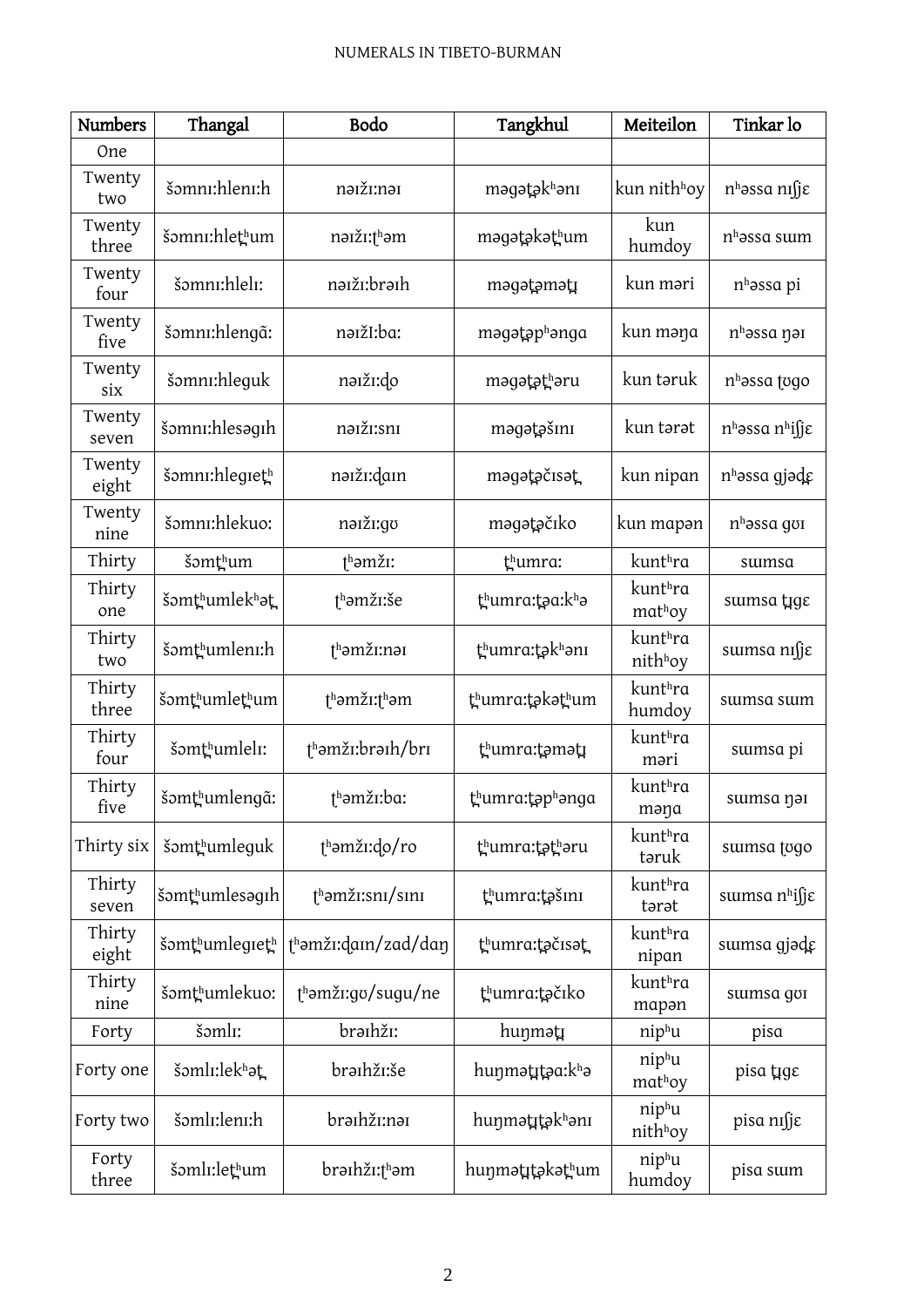| Numbers | Thangal | Bodo | Tangkhul | Meiteilon | Tinkar lo |
|---|---|---|---|---|---|
| One | | | | | |
| Twenty two | šəmnɪ:hlenɪ:h | nəɪžɪ:nəɪ | məgəṱəkʰənɪ | kun nithʰoy | nʰəssa nɪʃjɛ |
| Twenty three | šəmnɪ:hleṱʰum | nəɪžɪ:ṯʰəm | məgəṱəkəṱʰum | kun humdoy | nʰəssa sɯm |
| Twenty four | šəmnɪ:hlelɪ: | nəɪžɪ:brəɪh | məgəṱəməṱɟ | kun məri | nʰəssa pi |
| Twenty five | šəmnɪ:hlengã: | nəɪžI:ba: | məgəṱəpʰənga | kun məŋa | nʰəssa ŋəɪ |
| Twenty six | šəmnɪ:hleguk | nəɪžɪ:ḓo | məgəṱəṱʰəru | kun təruk | nʰəssa ṱʊgo |
| Twenty seven | šəmnɪ:hlesəgɪh | nəɪžɪ:snɪ | məgəṱəšɪnɪ | kun tərət | nʰəssa nʰiʃjɛ |
| Twenty eight | šəmnɪ:hlegɪeṱʰ | nəɪžɪ:ḓaɪn | məgəṱəčɪsəṱ | kun nipan | nʰəssa gjəḓɛ |
| Twenty nine | šəmnɪ:hlekuo: | nəɪžɪ:gʊ | məgəṱəčɪko | kun mapən | nʰəssa gʊɪ |
| Thirty | šəmṱʰum | ṯʰəmžɪ: | ṱʰumra: | kuntʰra | sɯmsa |
| Thirty one | šəmṱʰumlekʰəṱ | ṯʰəmžɪ:še | ṱʰumra:ṱəa:kʰə | kuntʰra matʰoy | sɯmsa ṱɟɡɛ |
| Thirty two | šəmṱʰumlenɪ:h | ṯʰəmžɪ:nəɪ | ṱʰumra:ṱəkʰənɪ | kuntʰra nithʰoy | sɯmsa nɪʃjɛ |
| Thirty three | šəmṱʰumleṱʰum | ṯʰəmžɪ:ṯʰəm | ṱʰumra:ṱəkəṱʰum | kuntʰra humdoy | sɯmsa sɯm |
| Thirty four | šəmṱʰumlelɪ: | ṯʰəmžɪ:brəɪh/brɪ | ṱʰumra:ṱəməṱɟ | kuntʰra məri | sɯmsa pi |
| Thirty five | šəmṱʰumlengã: | ṯʰəmžɪ:ba: | ṱʰumra:ṱəpʰənga | kuntʰra məŋa | sɯmsa ŋəɪ |
| Thirty six | šəmṱʰumleguk | ṯʰəmžɪ:ḓo/ro | ṱʰumra:ṱəṱʰəru | kuntʰra təruk | sɯmsa ṱʊgo |
| Thirty seven | šəmṱʰumlesəgɪh | ṯʰəmžɪ:snɪ/sɪnɪ | ṱʰumra:ṱəšɪnɪ | kuntʰra tərət | sɯmsa nʰiʃjɛ |
| Thirty eight | šəmṱʰumlegɪeṱʰ | ṯʰəmžɪ:ḓaɪn/zad/daŋ | ṱʰumra:ṱəčɪsəṱ | kuntʰra nipan | sɯmsa gjəḓɛ |
| Thirty nine | šəmṱʰumlekuo: | ṯʰəmžɪ:gʊ/sugu/ne | ṱʰumra:ṱəčɪko | kuntʰra mapən | sɯmsa gʊɪ |
| Forty | šəmlɪ: | brəɪhžɪ: | huŋməṱɟ | nipʰu | pisa |
| Forty one | šəmlɪ:lekʰəṱ | brəɪhžɪ:še | huŋməṱɟṱəa:kʰə | nipʰu matʰoy | pisa ṱɟɡɛ |
| Forty two | šəmlɪ:lenɪ:h | brəɪhžɪ:nəɪ | huŋməṱɟṱəkʰənɪ | nipʰu nithʰoy | pisa nɪʃjɛ |
| Forty three | šəmlɪ:leṱʰum | brəɪhžɪ:ṯʰəm | huŋməṱɟṱəkəṱʰum | nipʰu humdoy | pisa sɯm |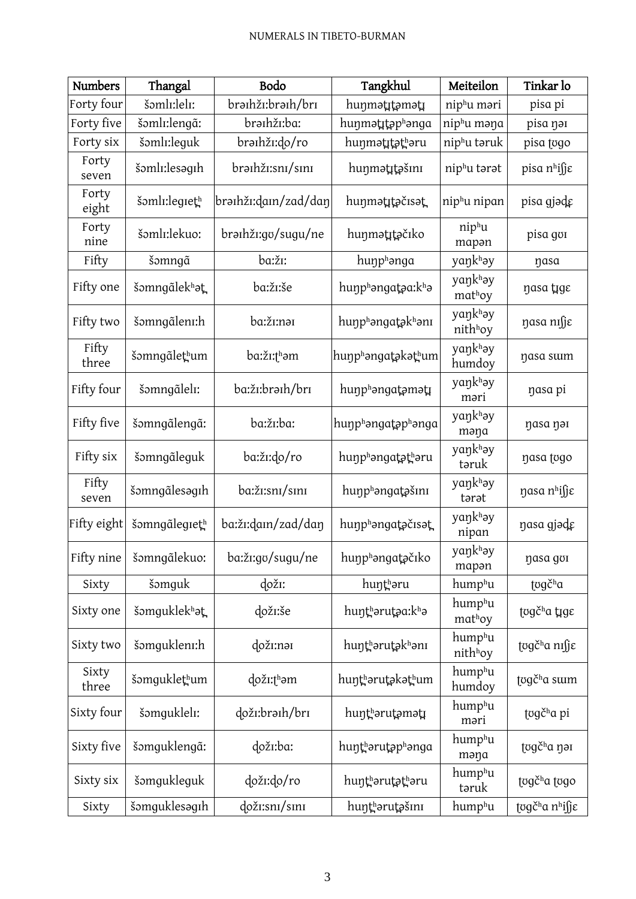| Numbers | Thangal | Bodo | Tangkhul | Meiteilon | Tinkar lo |
|---|---|---|---|---|---|
| Forty four | šəmlɪ:lelɪ: | brəɪhžɪ:brəɪh/brɪ | huŋmət̪ɯt̪əmət̪ɯ | nipʰu məri | pisa pi |
| Forty five | šəmlɪ:lengã: | brəɪhžɪ:ba: | huŋmət̪ɯt̪əpʰənga | nipʰu məŋa | pisa ŋəɪ |
| Forty six | šəmlɪ:leguk | brəɪhžɪ:ɖo/ro | huŋmət̪ɯt̪ət̪ʰəru | nipʰu təruk | pisa ʈʊgo |
| Forty seven | šəmlɪ:lesəgɪh | brəɪhžɪ:snɪ/sɪnɪ | huŋmət̪ɯt̪əšɪnɪ | nipʰu tərət | pisa nʰiʃjɛ |
| Forty eight | šəmlɪ:legɪet̪ʰ | brəɪhžɪ:ɖaɪn/zad/daŋ | huŋmət̪ɯt̪əčɪsət̪ | nipʰu nipan | pisa gjəɖɛ |
| Forty nine | šəmlɪ:lekuo: | brəɪhžɪ:gʊ/sugu/ne | huŋmət̪ɯt̪əčɪko | nipʰu mapən | pisa gʊɪ |
| Fifty | šəmngã | ba:žɪ: | huŋpʰənga | yaŋkʰəy | ŋasa |
| Fifty one | šəmngãlekʰət̪ | ba:žɪ:še | huŋpʰəngat̪əa:kʰə | yaŋkʰəy matʰoy | ŋasa t̪ɣɛ |
| Fifty two | šəmngãlenɪ:h | ba:žɪ:nəɪ | huŋpʰəngat̪əkʰənɪ | yaŋkʰəy nithʰoy | ŋasa nɪʃjɛ |
| Fifty three | šəmngãlet̪ʰum | ba:žɪ:t̪ʰəm | huŋpʰəngat̪əkət̪ʰum | yaŋkʰəy humdoy | ŋasa sɯm |
| Fifty four | šəmngãlelɪ: | ba:žɪ:brəɪh/brɪ | huŋpʰəngat̪əmət̪ɯ | yaŋkʰəy məri | ŋasa pi |
| Fifty five | šəmngãlengã: | ba:žɪ:ba: | huŋpʰəngat̪əpʰənga | yaŋkʰəy məŋa | ŋasa ŋəɪ |
| Fifty six | šəmngãleguk | ba:žɪ:ɖo/ro | huŋpʰəngat̪ət̪ʰəru | yaŋkʰəy təruk | ŋasa ʈʊgo |
| Fifty seven | šəmngãlesəgɪh | ba:žɪ:snɪ/sɪnɪ | huŋpʰəngat̪əšɪnɪ | yaŋkʰəy tərət | ŋasa nʰiʃjɛ |
| Fifty eight | šəmngãlegɪet̪ʰ | ba:žɪ:ɖaɪn/zad/daŋ | huŋpʰəngat̪əčɪsət̪ | yaŋkʰəy nipan | ŋasa gjəɖɛ |
| Fifty nine | šəmngãlekuo: | ba:žɪ:gʊ/sugu/ne | huŋpʰəngat̪əčɪko | yaŋkʰəy mapən | ŋasa gʊɪ |
| Sixty | šəmguk | ɖožɪ: | huŋt̪ʰəru | humpʰu | ʈʊgčʰa |
| Sixty one | šəmguklekʰət̪ | ɖožɪ:še | huŋt̪ʰərut̪əa:kʰə | humpʰu matʰoy | ʈʊgčʰa t̪ɣɛ |
| Sixty two | šəmguklenɪ:h | ɖožɪ:nəɪ | huŋt̪ʰərut̪əkʰənɪ | humpʰu nithʰoy | ʈʊgčʰa nɪʃjɛ |
| Sixty three | šəmguklet̪ʰum | ɖožɪ:t̪ʰəm | huŋt̪ʰərut̪əkət̪ʰum | humpʰu humdoy | ʈʊgčʰa sɯm |
| Sixty four | šəmguklelɪ: | ɖožɪ:brəɪh/brɪ | huŋt̪ʰərut̪əmət̪ɯ | humpʰu məri | ʈʊgčʰa pi |
| Sixty five | šəmguklengã: | ɖožɪ:ba: | huŋt̪ʰərut̪əpʰənga | humpʰu məŋa | ʈʊgčʰa ŋəɪ |
| Sixty six | šəmgukleguk | ɖožɪ:ɖo/ro | huŋt̪ʰərut̪ət̪ʰəru | humpʰu təruk | ʈʊgčʰa ʈʊgo |
| Sixty | šəmguklesəgɪh | ɖožɪ:snɪ/sɪnɪ | huŋt̪ʰərut̪əšɪnɪ | humpʰu | ʈʊgčʰa nʰiʃjɛ |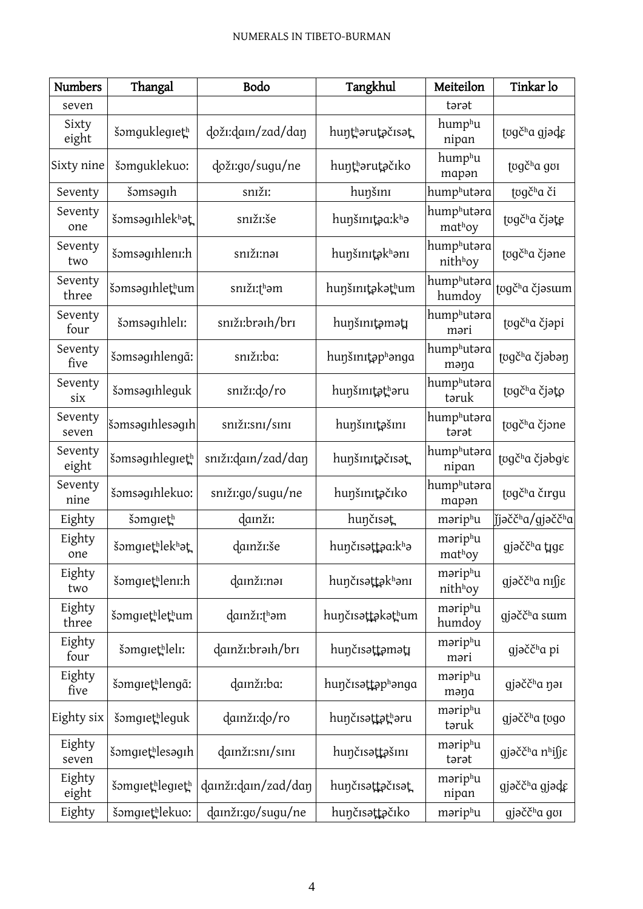| Numbers | Thangal | Bodo | Tangkhul | Meiteilon | Tinkar lo |
|---|---|---|---|---|---|
| seven | | | | tərət | |
| Sixty eight | šəmguklegıeṯʰ | ḏožı:ḏaın/zad/daŋ | huŋṯʰəruṯəčısəṯ | humpʰu nipan | ṯʊgčʰa gjəḏɛ |
| Sixty nine | šəmguklekuo: | ḏožı:gʊ/sugu/ne | huŋṯʰəruṯəčıko | humpʰu mapən | ṯʊgčʰa gʊı |
| Seventy | šəmsəgıh | snıžı: | huŋšını | humpʰutəra | ṯʊgčʰa či |
| Seventy one | šəmsəgıhlekʰəṯ | snıžı:še | huŋšınıṯəa:kʰə | humpʰutəra matʰoy | ṯʊgčʰa čjəṯɛ |
| Seventy two | šəmsəgıhlenı:h | snıžı:nəı | huŋšınıṯəkʰənı | humpʰutəra nithʰoy | ṯʊgčʰa čjəne |
| Seventy three | šəmsəgıhleṯʰum | snıžı:ṯʰəm | huŋšınıṯəkəṯʰum | humpʰutəra humdoy | ṯʊgčʰa čjəsɯm |
| Seventy four | šəmsəgıhlelı: | snıžı:brəıh/brı | huŋšınıṯəməṯɪ | humpʰutəra məri | ṯʊgčʰa čjəpi |
| Seventy five | šəmsəgıhlengã: | snıžı:ba: | huŋšınıṯəpʰənga | humpʰutəra məŋa | ṯʊgčʰa čjəbəŋ |
| Seventy six | šəmsəgıhleguk | snıžı:ḏo/ro | huŋšınıṯəṯʰəru | humpʰutəra təruk | ṯʊgčʰa čjəṯo |
| Seventy seven | šəmsəgıhlesəgıh | snıžı:snı/sını | huŋšınıṯəšını | humpʰutəra tərət | ṯʊgčʰa čjəne |
| Seventy eight | šəmsəgıhlegıeṯʰ | snıžı:ḏaın/zad/daŋ | huŋšınıṯəčısəṯ | humpʰutəra nipan | ṯʊgčʰa čjəbgʲɛ |
| Seventy nine | šəmsəgıhlekuo: | snıžı:gʊ/sugu/ne | huŋšınıṯəčıko | humpʰutəra mapən | ṯʊgčʰa čırgu |
| Eighty | šəmgıeṯʰ | ḏaınžı: | huŋčısəṯ | məripʰu | ʝjəččʰa/gjəččʰa |
| Eighty one | šəmgıeṯʰlekʰəṯ | ḏaınžı:še | huŋčısəṯṯəa:kʰə | məripʰu matʰoy | gjəččʰa ṯɪgɛ |
| Eighty two | šəmgıeṯʰlenı:h | ḏaınžı:nəı | huŋčısəṯṯəkʰənı | məripʰu nithʰoy | gjəččʰa nıʃʃɛ |
| Eighty three | šəmgıeṯʰleṯʰum | ḏaınžı:ṯʰəm | huŋčısəṯṯəkəṯʰum | məripʰu humdoy | gjəččʰa sɯm |
| Eighty four | šəmgıeṯʰlelı: | ḏaınžı:brəıh/brı | huŋčısəṯṯəməṯɪ | məripʰu məri | gjəččʰa pi |
| Eighty five | šəmgıeṯʰlengã: | ḏaınžı:ba: | huŋčısəṯṯəpʰənga | məripʰu məŋa | gjəččʰa ŋəı |
| Eighty six | šəmgıeṯʰleguk | ḏaınžı:ḏo/ro | huŋčısəṯṯəṯʰəru | məripʰu təruk | gjəččʰa ṯʊgo |
| Eighty seven | šəmgıeṯʰlesəgıh | ḏaınžı:snı/sını | huŋčısəṯṯəšını | məripʰu tərət | gjəččʰa nʰiʃʃɛ |
| Eighty eight | šəmgıeṯʰlegıeṯʰ | ḏaınžı:ḏaın/zad/daŋ | huŋčısəṯṯəčısəṯ | məripʰu nipan | gjəččʰa gjəḏɛ |
| Eighty | šəmgıeṯʰlekuo: | ḏaınžı:gʊ/sugu/ne | huŋčısəṯṯəčıko | məripʰu | gjəččʰa gʊı |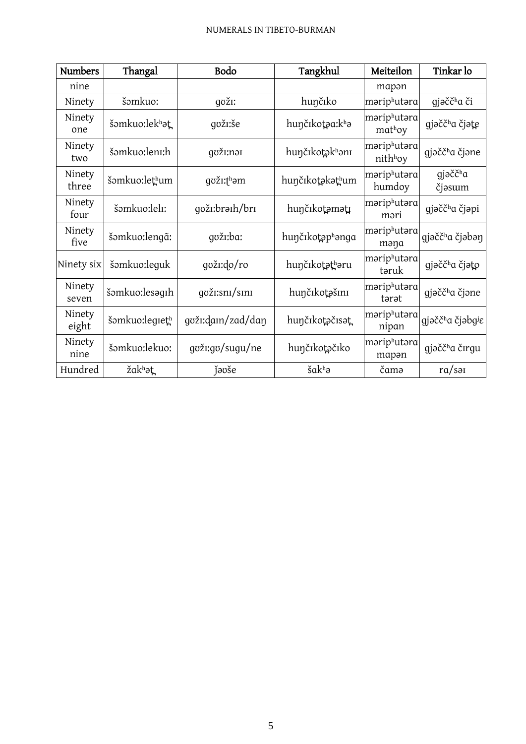| Numbers | Thangal | Bodo | Tangkhul | Meiteilon | Tinkar lo |
|---|---|---|---|---|---|
| nine | | | | mapən | |
| Ninety | šɔmkuo: | gʊžɪ: | huŋčɪko | məripʰutəra | gjəččʰa či |
| Ninety one | šɔmkuo:lekʰəṭ | gʊžɪ:še | huŋčɪkoṭəa:kʰə | məripʰutəra matʰoy | gjəččʰa čjəṭe |
| Ninety two | šɔmkuo:lenɪ:h | gʊžɪ:nəɪ | huŋčɪkoṭəkʰənɪ | məripʰutəra nithʰoy | gjəččʰa čjəne |
| Ninety three | šɔmkuo:leṭʰum | gʊžɪ:ṭʰəm | huŋčɪkoṭəkəṭʰum | məripʰutəra humdoy | gjəččʰa čjəsɯm |
| Ninety four | šɔmkuo:lelɪ: | gʊžɪ:brəɪh/brɪ | huŋčɪkoṭəməṭɪ | məripʰutəra məri | gjəččʰa čjəpi |
| Ninety five | šɔmkuo:lengã: | gʊžɪ:ba: | huŋčɪkoṭəpʰənga | məripʰutəra məŋa | gjəččʰa čjəbəŋ |
| Ninety six | šɔmkuo:leguk | gʊžɪ:ḍo/ro | huŋčɪkoṭəṭʰəru | məripʰutəra təruk | gjəččʰa čjəṭo |
| Ninety seven | šɔmkuo:lesəgɪh | gʊžɪ:snɪ/sɪnɪ | huŋčɪkoṭəšɪnɪ | məripʰutəra tərət | gjəččʰa čjəne |
| Ninety eight | šɔmkuo:legɪeṭʰ | gʊžɪ:ḍaɪn/zad/daŋ | huŋčɪkoṭəčɪsəṭ | məripʰutəra nipan | gjəččʰa čjəbgʲɛ |
| Ninety nine | šɔmkuo:lekuo: | gʊžɪ:gʊ/sugu/ne | huŋčɪkoṭəčɪko | məripʰutəra mapən | gjəččʰa čɪrgu |
| Hundred | žakʰəṭ | ǰəʊše | šakʰə | čamə | ra/səɪ |